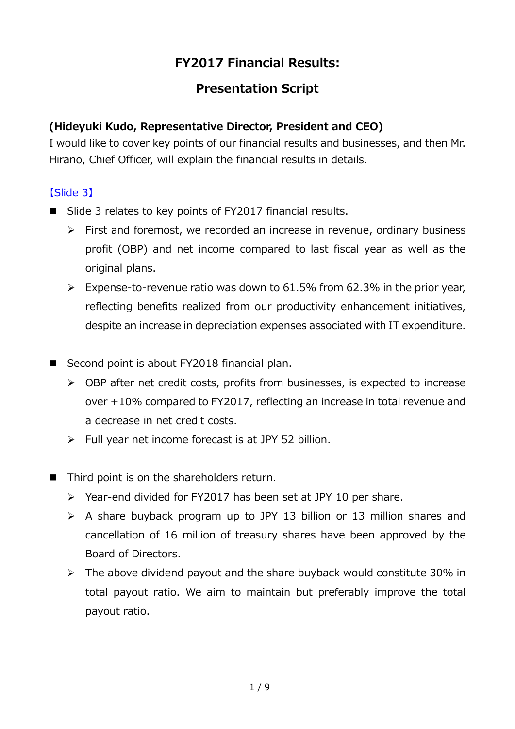# FY2017 Financial Results:

# Presentation Script

**(Hideyuki Kudo, Representative Director, President and CEO)**

I would like to cover key points of our financial results and businesses, and then Mr. Hirano, Chief Officer, will explain the financial results in details.

【Slide 3】

- Slide 3 relates to key points of FY2017 financial results.
  - First and foremost, we recorded an increase in revenue, ordinary business profit (OBP) and net income compared to last fiscal year as well as the original plans.
  - Expense-to-revenue ratio was down to 61.5% from 62.3% in the prior year, reflecting benefits realized from our productivity enhancement initiatives, despite an increase in depreciation expenses associated with IT expenditure.

- Second point is about FY2018 financial plan.
  - OBP after net credit costs, profits from businesses, is expected to increase over +10% compared to FY2017, reflecting an increase in total revenue and a decrease in net credit costs.
  - Full year net income forecast is at JPY 52 billion.

- Third point is on the shareholders return.
  - Year-end divided for FY2017 has been set at JPY 10 per share.
  - A share buyback program up to JPY 13 billion or 13 million shares and cancellation of 16 million of treasury shares have been approved by the Board of Directors.
  - The above dividend payout and the share buyback would constitute 30% in total payout ratio. We aim to maintain but preferably improve the total payout ratio.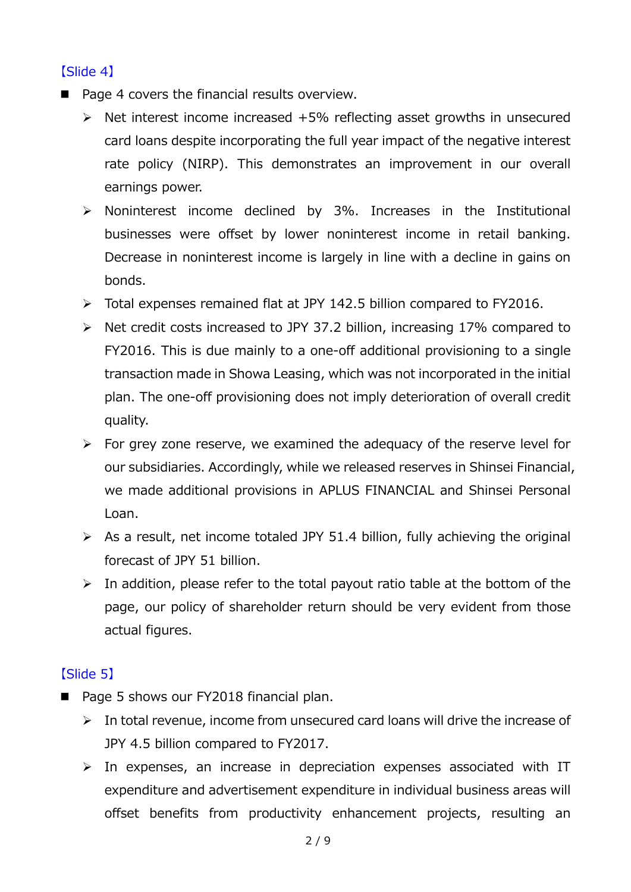【Slide 4】

- Page 4 covers the financial results overview.
  - Net interest income increased +5% reflecting asset growths in unsecured card loans despite incorporating the full year impact of the negative interest rate policy (NIRP). This demonstrates an improvement in our overall earnings power.
  - Noninterest income declined by 3%. Increases in the Institutional businesses were offset by lower noninterest income in retail banking. Decrease in noninterest income is largely in line with a decline in gains on bonds.
  - Total expenses remained flat at JPY 142.5 billion compared to FY2016.
  - Net credit costs increased to JPY 37.2 billion, increasing 17% compared to FY2016. This is due mainly to a one-off additional provisioning to a single transaction made in Showa Leasing, which was not incorporated in the initial plan. The one-off provisioning does not imply deterioration of overall credit quality.
  - For grey zone reserve, we examined the adequacy of the reserve level for our subsidiaries. Accordingly, while we released reserves in Shinsei Financial, we made additional provisions in APLUS FINANCIAL and Shinsei Personal Loan.
  - As a result, net income totaled JPY 51.4 billion, fully achieving the original forecast of JPY 51 billion.
  - In addition, please refer to the total payout ratio table at the bottom of the page, our policy of shareholder return should be very evident from those actual figures.

【Slide 5】

- Page 5 shows our FY2018 financial plan.
  - In total revenue, income from unsecured card loans will drive the increase of JPY 4.5 billion compared to FY2017.
  - In expenses, an increase in depreciation expenses associated with IT expenditure and advertisement expenditure in individual business areas will offset benefits from productivity enhancement projects, resulting an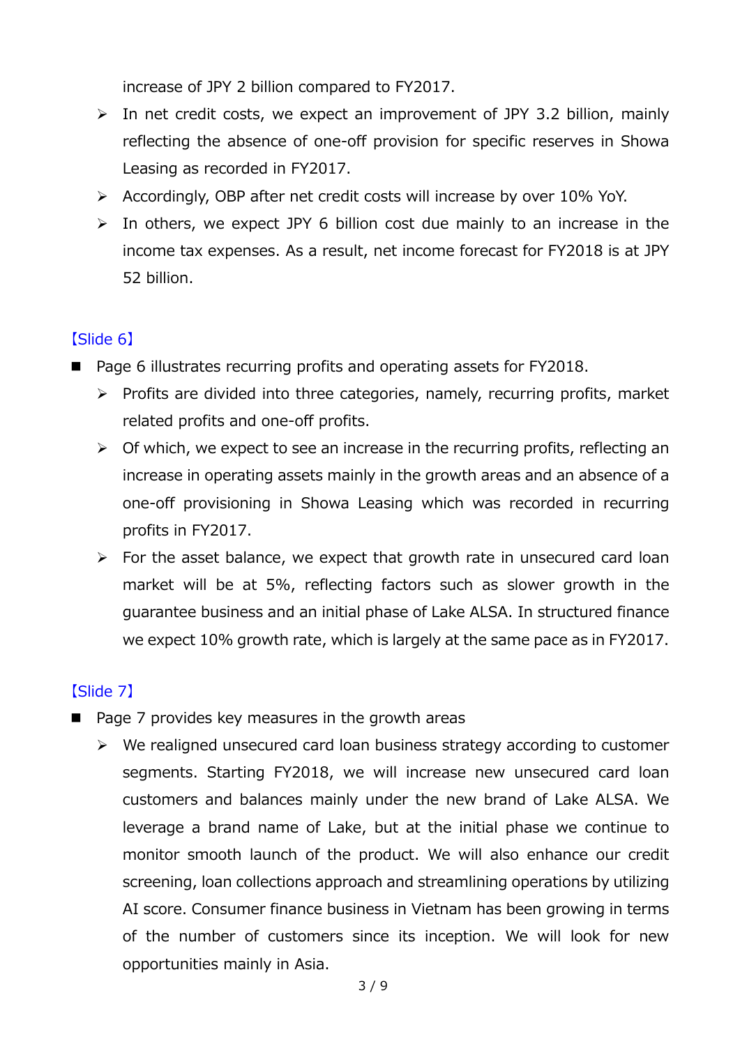increase of JPY 2 billion compared to FY2017.

- In net credit costs, we expect an improvement of JPY 3.2 billion, mainly reflecting the absence of one-off provision for specific reserves in Showa Leasing as recorded in FY2017.
- Accordingly, OBP after net credit costs will increase by over 10% YoY.
- In others, we expect JPY 6 billion cost due mainly to an increase in the income tax expenses. As a result, net income forecast for FY2018 is at JPY 52 billion.

【Slide 6】

- Page 6 illustrates recurring profits and operating assets for FY2018.
  - Profits are divided into three categories, namely, recurring profits, market related profits and one-off profits.
  - Of which, we expect to see an increase in the recurring profits, reflecting an increase in operating assets mainly in the growth areas and an absence of a one-off provisioning in Showa Leasing which was recorded in recurring profits in FY2017.
  - For the asset balance, we expect that growth rate in unsecured card loan market will be at 5%, reflecting factors such as slower growth in the guarantee business and an initial phase of Lake ALSA. In structured finance we expect 10% growth rate, which is largely at the same pace as in FY2017.

【Slide 7】

- Page 7 provides key measures in the growth areas
  - We realigned unsecured card loan business strategy according to customer segments. Starting FY2018, we will increase new unsecured card loan customers and balances mainly under the new brand of Lake ALSA. We leverage a brand name of Lake, but at the initial phase we continue to monitor smooth launch of the product. We will also enhance our credit screening, loan collections approach and streamlining operations by utilizing AI score. Consumer finance business in Vietnam has been growing in terms of the number of customers since its inception. We will look for new opportunities mainly in Asia.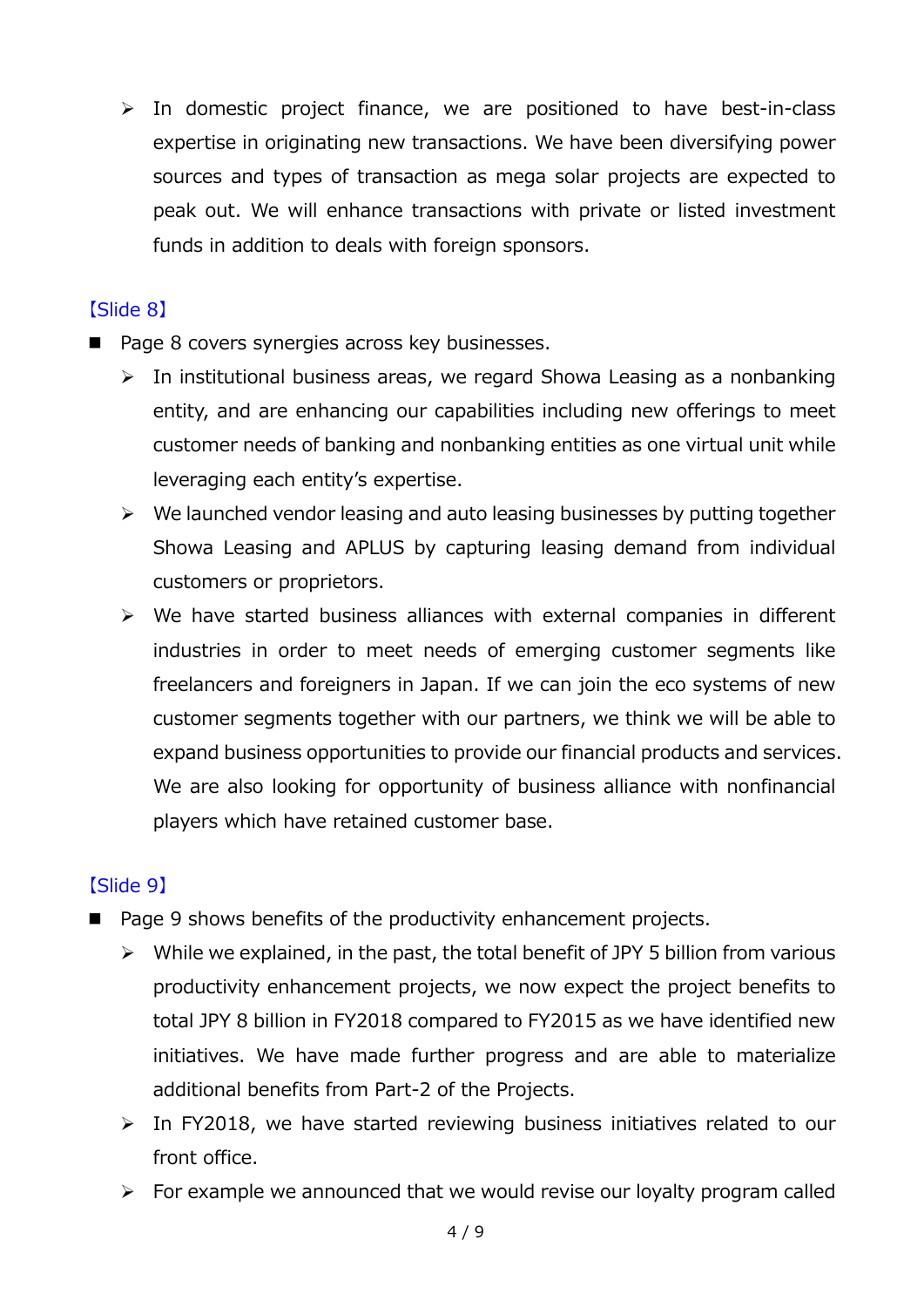- In domestic project finance, we are positioned to have best-in-class expertise in originating new transactions. We have been diversifying power sources and types of transaction as mega solar projects are expected to peak out. We will enhance transactions with private or listed investment funds in addition to deals with foreign sponsors.

【Slide 8】

- Page 8 covers synergies across key businesses.
  - In institutional business areas, we regard Showa Leasing as a nonbanking entity, and are enhancing our capabilities including new offerings to meet customer needs of banking and nonbanking entities as one virtual unit while leveraging each entity's expertise.
  - We launched vendor leasing and auto leasing businesses by putting together Showa Leasing and APLUS by capturing leasing demand from individual customers or proprietors.
  - We have started business alliances with external companies in different industries in order to meet needs of emerging customer segments like freelancers and foreigners in Japan. If we can join the eco systems of new customer segments together with our partners, we think we will be able to expand business opportunities to provide our financial products and services. We are also looking for opportunity of business alliance with nonfinancial players which have retained customer base.

【Slide 9】

- Page 9 shows benefits of the productivity enhancement projects.
  - While we explained, in the past, the total benefit of JPY 5 billion from various productivity enhancement projects, we now expect the project benefits to total JPY 8 billion in FY2018 compared to FY2015 as we have identified new initiatives. We have made further progress and are able to materialize additional benefits from Part-2 of the Projects.
  - In FY2018, we have started reviewing business initiatives related to our front office.
  - For example we announced that we would revise our loyalty program called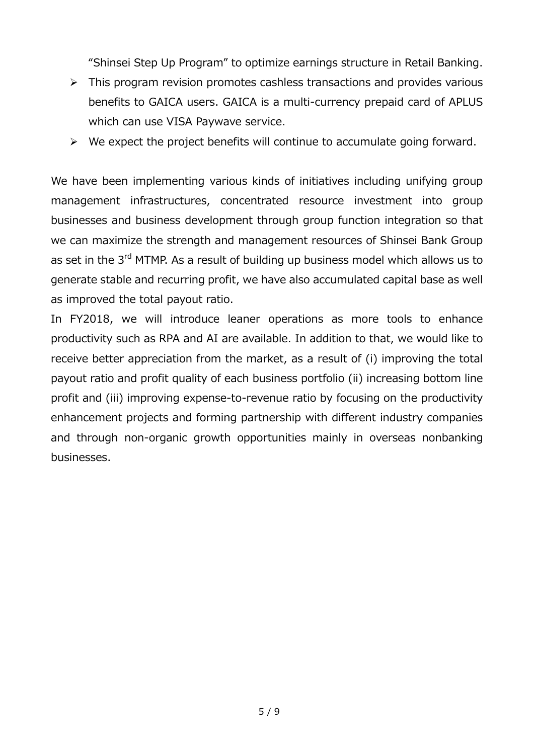"Shinsei Step Up Program" to optimize earnings structure in Retail Banking.

- This program revision promotes cashless transactions and provides various benefits to GAICA users. GAICA is a multi-currency prepaid card of APLUS which can use VISA Paywave service.
- We expect the project benefits will continue to accumulate going forward.

We have been implementing various kinds of initiatives including unifying group management infrastructures, concentrated resource investment into group businesses and business development through group function integration so that we can maximize the strength and management resources of Shinsei Bank Group as set in the 3rd MTMP. As a result of building up business model which allows us to generate stable and recurring profit, we have also accumulated capital base as well as improved the total payout ratio.

In FY2018, we will introduce leaner operations as more tools to enhance productivity such as RPA and AI are available. In addition to that, we would like to receive better appreciation from the market, as a result of (i) improving the total payout ratio and profit quality of each business portfolio (ii) increasing bottom line profit and (iii) improving expense-to-revenue ratio by focusing on the productivity enhancement projects and forming partnership with different industry companies and through non-organic growth opportunities mainly in overseas nonbanking businesses.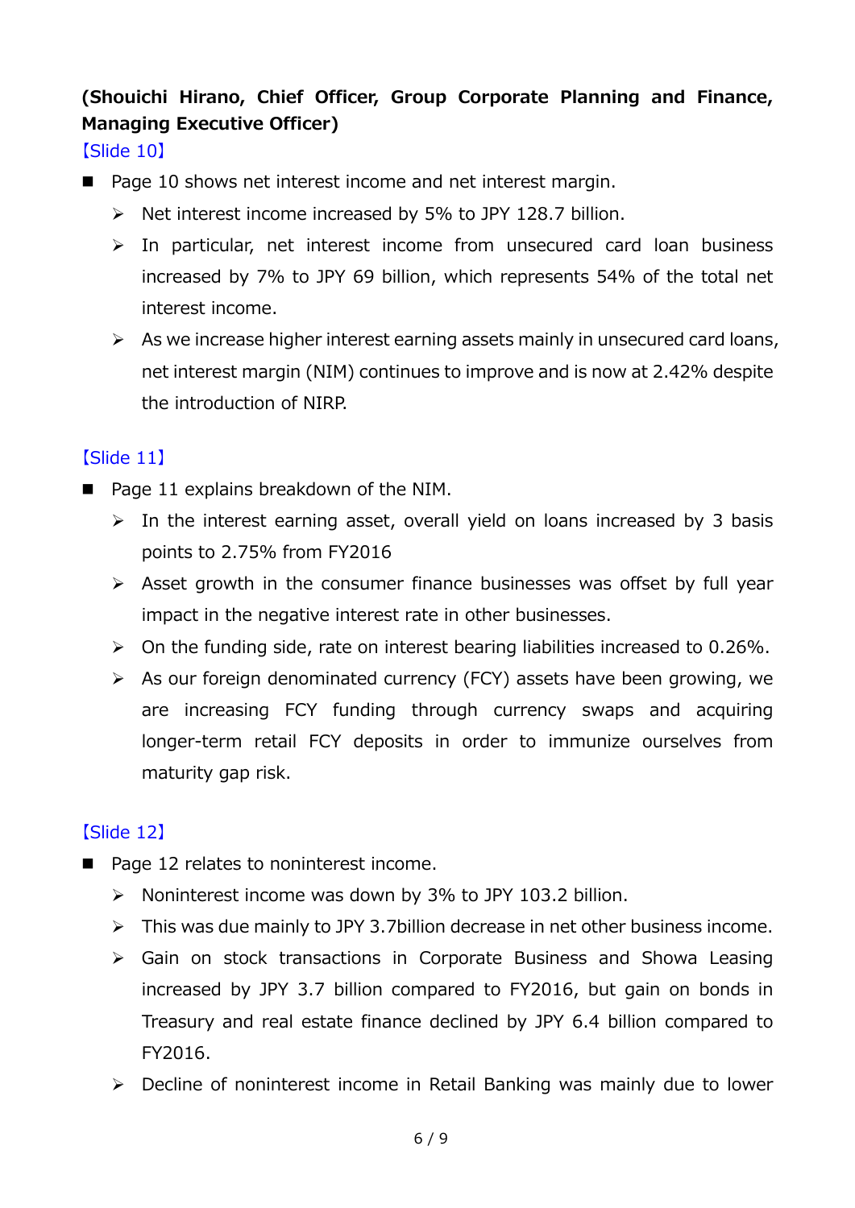**(Shouichi Hirano, Chief Officer, Group Corporate Planning and Finance, Managing Executive Officer)**

【Slide 10】

- Page 10 shows net interest income and net interest margin.
  - Net interest income increased by 5% to JPY 128.7 billion.
  - In particular, net interest income from unsecured card loan business increased by 7% to JPY 69 billion, which represents 54% of the total net interest income.
  - As we increase higher interest earning assets mainly in unsecured card loans, net interest margin (NIM) continues to improve and is now at 2.42% despite the introduction of NIRP.

【Slide 11】

- Page 11 explains breakdown of the NIM.
  - In the interest earning asset, overall yield on loans increased by 3 basis points to 2.75% from FY2016
  - Asset growth in the consumer finance businesses was offset by full year impact in the negative interest rate in other businesses.
  - On the funding side, rate on interest bearing liabilities increased to 0.26%.
  - As our foreign denominated currency (FCY) assets have been growing, we are increasing FCY funding through currency swaps and acquiring longer-term retail FCY deposits in order to immunize ourselves from maturity gap risk.

【Slide 12】

- Page 12 relates to noninterest income.
  - Noninterest income was down by 3% to JPY 103.2 billion.
  - This was due mainly to JPY 3.7billion decrease in net other business income.
  - Gain on stock transactions in Corporate Business and Showa Leasing increased by JPY 3.7 billion compared to FY2016, but gain on bonds in Treasury and real estate finance declined by JPY 6.4 billion compared to FY2016.
  - Decline of noninterest income in Retail Banking was mainly due to lower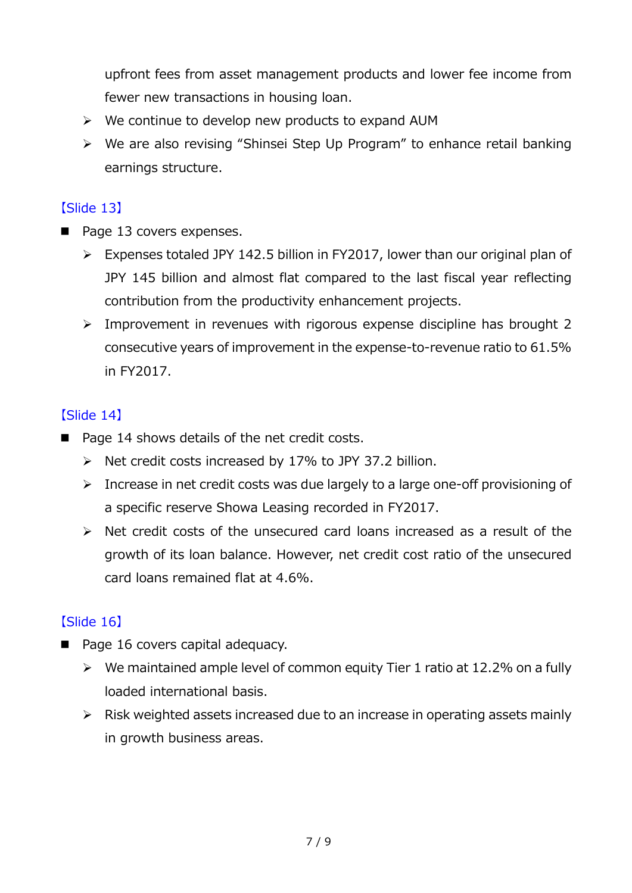upfront fees from asset management products and lower fee income from fewer new transactions in housing loan.

- We continue to develop new products to expand AUM
- We are also revising "Shinsei Step Up Program" to enhance retail banking earnings structure.

【Slide 13】

- Page 13 covers expenses.
  - Expenses totaled JPY 142.5 billion in FY2017, lower than our original plan of JPY 145 billion and almost flat compared to the last fiscal year reflecting contribution from the productivity enhancement projects.
  - Improvement in revenues with rigorous expense discipline has brought 2 consecutive years of improvement in the expense-to-revenue ratio to 61.5% in FY2017.

【Slide 14】

- Page 14 shows details of the net credit costs.
  - Net credit costs increased by 17% to JPY 37.2 billion.
  - Increase in net credit costs was due largely to a large one-off provisioning of a specific reserve Showa Leasing recorded in FY2017.
  - Net credit costs of the unsecured card loans increased as a result of the growth of its loan balance. However, net credit cost ratio of the unsecured card loans remained flat at 4.6%.

【Slide 16】

- Page 16 covers capital adequacy.
  - We maintained ample level of common equity Tier 1 ratio at 12.2% on a fully loaded international basis.
  - Risk weighted assets increased due to an increase in operating assets mainly in growth business areas.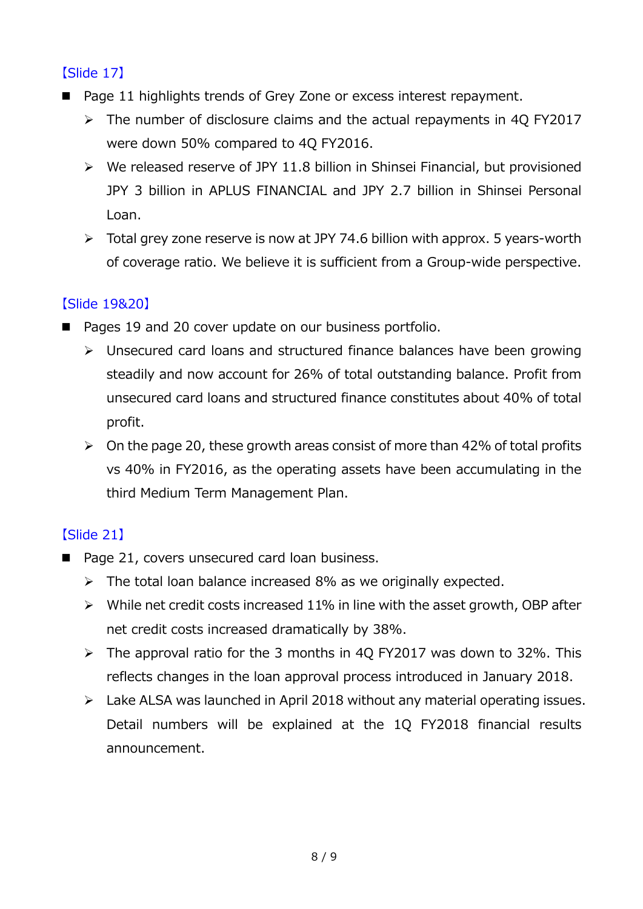【Slide 17】

- Page 11 highlights trends of Grey Zone or excess interest repayment.
  - The number of disclosure claims and the actual repayments in 4Q FY2017 were down 50% compared to 4Q FY2016.
  - We released reserve of JPY 11.8 billion in Shinsei Financial, but provisioned JPY 3 billion in APLUS FINANCIAL and JPY 2.7 billion in Shinsei Personal Loan.
  - Total grey zone reserve is now at JPY 74.6 billion with approx. 5 years-worth of coverage ratio. We believe it is sufficient from a Group-wide perspective.

【Slide 19&20】

- Pages 19 and 20 cover update on our business portfolio.
  - Unsecured card loans and structured finance balances have been growing steadily and now account for 26% of total outstanding balance. Profit from unsecured card loans and structured finance constitutes about 40% of total profit.
  - On the page 20, these growth areas consist of more than 42% of total profits vs 40% in FY2016, as the operating assets have been accumulating in the third Medium Term Management Plan.

【Slide 21】

- Page 21, covers unsecured card loan business.
  - The total loan balance increased 8% as we originally expected.
  - While net credit costs increased 11% in line with the asset growth, OBP after net credit costs increased dramatically by 38%.
  - The approval ratio for the 3 months in 4Q FY2017 was down to 32%. This reflects changes in the loan approval process introduced in January 2018.
  - Lake ALSA was launched in April 2018 without any material operating issues. Detail numbers will be explained at the 1Q FY2018 financial results announcement.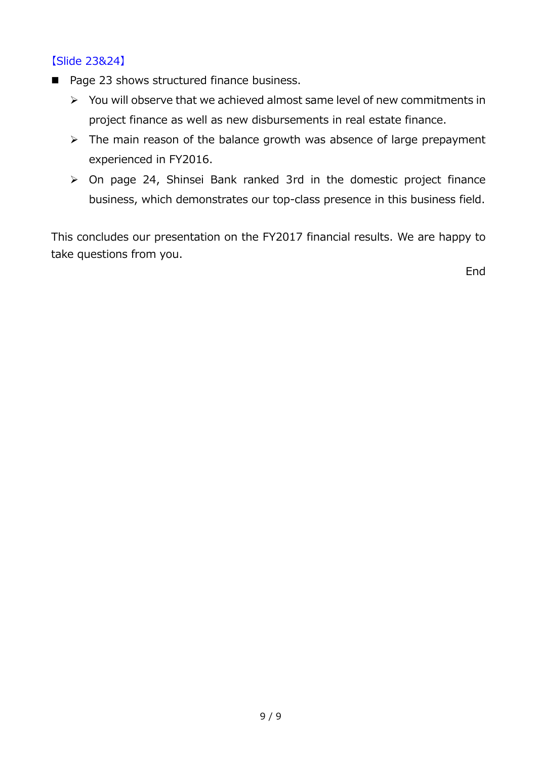【Slide 23&24】

- Page 23 shows structured finance business.
  - You will observe that we achieved almost same level of new commitments in project finance as well as new disbursements in real estate finance.
  - The main reason of the balance growth was absence of large prepayment experienced in FY2016.
  - On page 24, Shinsei Bank ranked 3rd in the domestic project finance business, which demonstrates our top-class presence in this business field.

This concludes our presentation on the FY2017 financial results. We are happy to take questions from you.

End